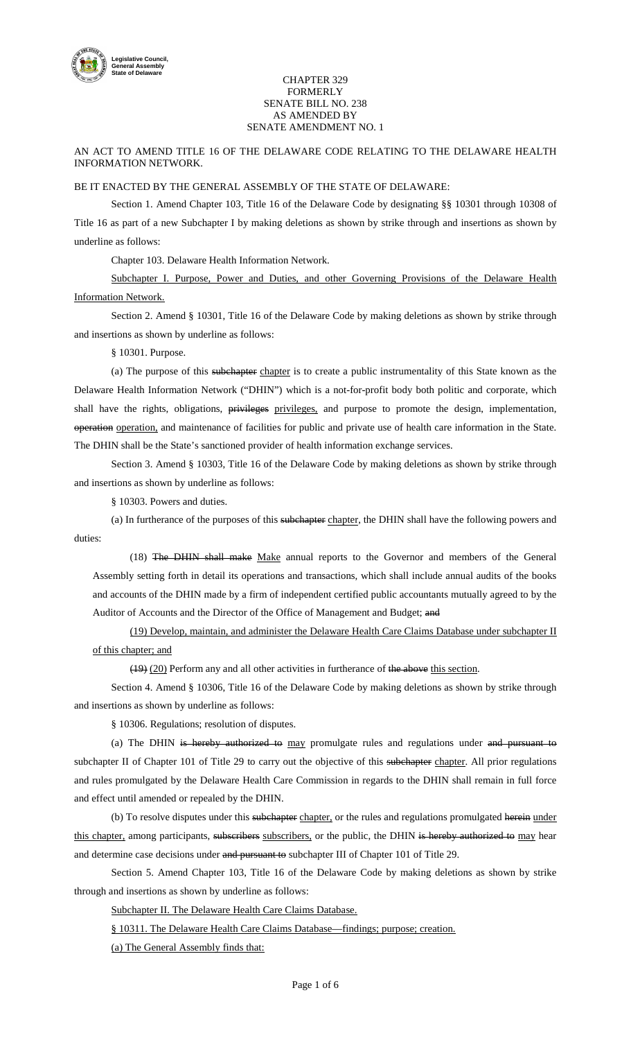Legislative Council, General Assembly State of Delaware

CHAPTER 329
FORMERLY
SENATE BILL NO. 238
AS AMENDED BY
SENATE AMENDMENT NO. 1

AN ACT TO AMEND TITLE 16 OF THE DELAWARE CODE RELATING TO THE DELAWARE HEALTH INFORMATION NETWORK.

BE IT ENACTED BY THE GENERAL ASSEMBLY OF THE STATE OF DELAWARE:

Section 1. Amend Chapter 103, Title 16 of the Delaware Code by designating §§ 10301 through 10308 of Title 16 as part of a new Subchapter I by making deletions as shown by strike through and insertions as shown by underline as follows:

Chapter 103. Delaware Health Information Network.

<u>Subchapter I. Purpose, Power and Duties, and other Governing Provisions of the Delaware Health Information Network.</u>

Section 2. Amend § 10301, Title 16 of the Delaware Code by making deletions as shown by strike through and insertions as shown by underline as follows:

§ 10301. Purpose.

(a) The purpose of this ~~subchapter~~ <u>chapter</u> is to create a public instrumentality of this State known as the Delaware Health Information Network ("DHIN") which is a not-for-profit body both politic and corporate, which shall have the rights, obligations, ~~privileges~~ <u>privileges,</u> and purpose to promote the design, implementation, ~~operation~~ <u>operation,</u> and maintenance of facilities for public and private use of health care information in the State. The DHIN shall be the State's sanctioned provider of health information exchange services.

Section 3. Amend § 10303, Title 16 of the Delaware Code by making deletions as shown by strike through and insertions as shown by underline as follows:

§ 10303. Powers and duties.

(a) In furtherance of the purposes of this ~~subchapter~~ <u>chapter</u>, the DHIN shall have the following powers and duties:

(18) ~~The DHIN shall make~~ <u>Make</u> annual reports to the Governor and members of the General Assembly setting forth in detail its operations and transactions, which shall include annual audits of the books and accounts of the DHIN made by a firm of independent certified public accountants mutually agreed to by the Auditor of Accounts and the Director of the Office of Management and Budget; ~~and~~

<u>(19) Develop, maintain, and administer the Delaware Health Care Claims Database under subchapter II of this chapter; and</u>

~~(19)~~ <u>(20)</u> Perform any and all other activities in furtherance of ~~the above~~ <u>this section</u>.

Section 4. Amend § 10306, Title 16 of the Delaware Code by making deletions as shown by strike through and insertions as shown by underline as follows:

§ 10306. Regulations; resolution of disputes.

(a) The DHIN ~~is hereby authorized to~~ <u>may</u> promulgate rules and regulations under ~~and pursuant to~~ subchapter II of Chapter 101 of Title 29 to carry out the objective of this ~~subchapter~~ <u>chapter</u>. All prior regulations and rules promulgated by the Delaware Health Care Commission in regards to the DHIN shall remain in full force and effect until amended or repealed by the DHIN.

(b) To resolve disputes under this ~~subchapter~~ <u>chapter,</u> or the rules and regulations promulgated ~~herein~~ <u>under this chapter,</u> among participants, ~~subscribers~~ <u>subscribers,</u> or the public, the DHIN ~~is hereby authorized to~~ <u>may</u> hear and determine case decisions under ~~and pursuant to~~ subchapter III of Chapter 101 of Title 29.

Section 5. Amend Chapter 103, Title 16 of the Delaware Code by making deletions as shown by strike through and insertions as shown by underline as follows:

<u>Subchapter II. The Delaware Health Care Claims Database.</u>

<u>§ 10311. The Delaware Health Care Claims Database—findings; purpose; creation.</u>

<u>(a) The General Assembly finds that:</u>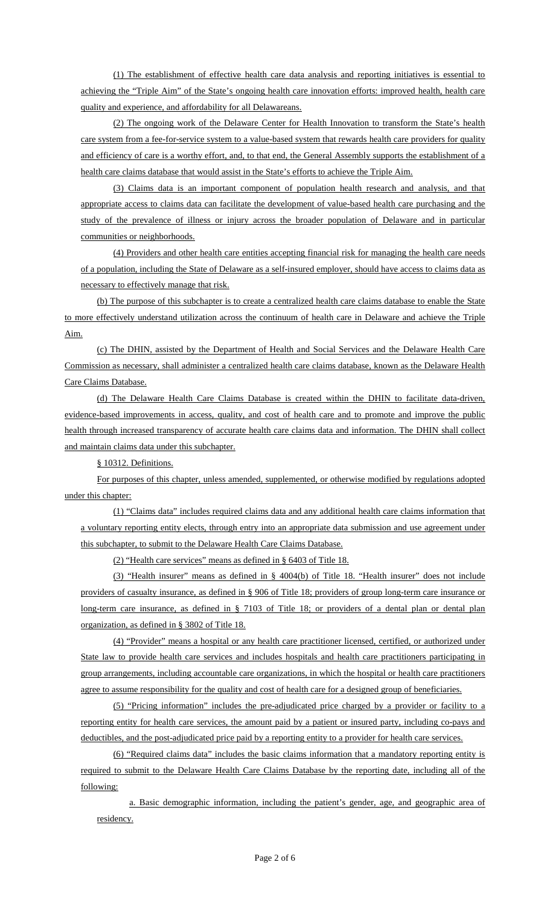(1) The establishment of effective health care data analysis and reporting initiatives is essential to achieving the "Triple Aim" of the State's ongoing health care innovation efforts: improved health, health care quality and experience, and affordability for all Delawareans.

(2) The ongoing work of the Delaware Center for Health Innovation to transform the State's health care system from a fee-for-service system to a value-based system that rewards health care providers for quality and efficiency of care is a worthy effort, and, to that end, the General Assembly supports the establishment of a health care claims database that would assist in the State's efforts to achieve the Triple Aim.

(3) Claims data is an important component of population health research and analysis, and that appropriate access to claims data can facilitate the development of value-based health care purchasing and the study of the prevalence of illness or injury across the broader population of Delaware and in particular communities or neighborhoods.

(4) Providers and other health care entities accepting financial risk for managing the health care needs of a population, including the State of Delaware as a self-insured employer, should have access to claims data as necessary to effectively manage that risk.

(b) The purpose of this subchapter is to create a centralized health care claims database to enable the State to more effectively understand utilization across the continuum of health care in Delaware and achieve the Triple Aim.

(c) The DHIN, assisted by the Department of Health and Social Services and the Delaware Health Care Commission as necessary, shall administer a centralized health care claims database, known as the Delaware Health Care Claims Database.

(d) The Delaware Health Care Claims Database is created within the DHIN to facilitate data-driven, evidence-based improvements in access, quality, and cost of health care and to promote and improve the public health through increased transparency of accurate health care claims data and information. The DHIN shall collect and maintain claims data under this subchapter.

§ 10312. Definitions.

For purposes of this chapter, unless amended, supplemented, or otherwise modified by regulations adopted under this chapter:

(1) "Claims data" includes required claims data and any additional health care claims information that a voluntary reporting entity elects, through entry into an appropriate data submission and use agreement under this subchapter, to submit to the Delaware Health Care Claims Database.

(2) "Health care services" means as defined in § 6403 of Title 18.

(3) "Health insurer" means as defined in § 4004(b) of Title 18. "Health insurer" does not include providers of casualty insurance, as defined in § 906 of Title 18; providers of group long-term care insurance or long-term care insurance, as defined in § 7103 of Title 18; or providers of a dental plan or dental plan organization, as defined in § 3802 of Title 18.

(4) "Provider" means a hospital or any health care practitioner licensed, certified, or authorized under State law to provide health care services and includes hospitals and health care practitioners participating in group arrangements, including accountable care organizations, in which the hospital or health care practitioners agree to assume responsibility for the quality and cost of health care for a designed group of beneficiaries.

(5) "Pricing information" includes the pre-adjudicated price charged by a provider or facility to a reporting entity for health care services, the amount paid by a patient or insured party, including co-pays and deductibles, and the post-adjudicated price paid by a reporting entity to a provider for health care services.

(6) "Required claims data" includes the basic claims information that a mandatory reporting entity is required to submit to the Delaware Health Care Claims Database by the reporting date, including all of the following:

a. Basic demographic information, including the patient's gender, age, and geographic area of residency.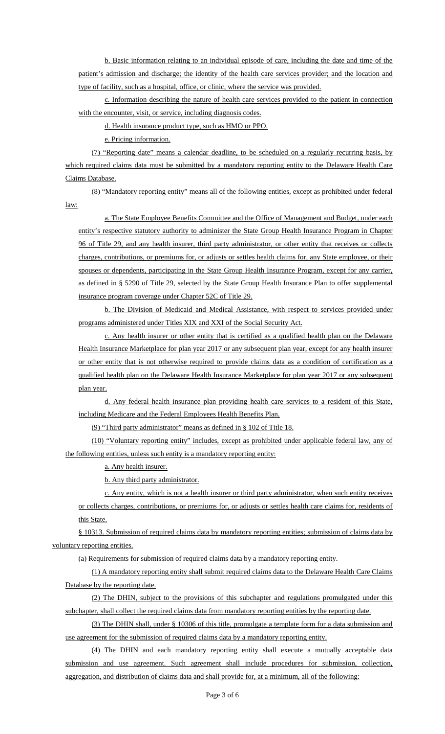b. Basic information relating to an individual episode of care, including the date and time of the patient's admission and discharge; the identity of the health care services provider; and the location and type of facility, such as a hospital, office, or clinic, where the service was provided.

c. Information describing the nature of health care services provided to the patient in connection with the encounter, visit, or service, including diagnosis codes.

d. Health insurance product type, such as HMO or PPO.

e. Pricing information.

(7) "Reporting date" means a calendar deadline, to be scheduled on a regularly recurring basis, by which required claims data must be submitted by a mandatory reporting entity to the Delaware Health Care Claims Database.

(8) "Mandatory reporting entity" means all of the following entities, except as prohibited under federal law:

a. The State Employee Benefits Committee and the Office of Management and Budget, under each entity's respective statutory authority to administer the State Group Health Insurance Program in Chapter 96 of Title 29, and any health insurer, third party administrator, or other entity that receives or collects charges, contributions, or premiums for, or adjusts or settles health claims for, any State employee, or their spouses or dependents, participating in the State Group Health Insurance Program, except for any carrier, as defined in § 5290 of Title 29, selected by the State Group Health Insurance Plan to offer supplemental insurance program coverage under Chapter 52C of Title 29.

b. The Division of Medicaid and Medical Assistance, with respect to services provided under programs administered under Titles XIX and XXI of the Social Security Act.

c. Any health insurer or other entity that is certified as a qualified health plan on the Delaware Health Insurance Marketplace for plan year 2017 or any subsequent plan year, except for any health insurer or other entity that is not otherwise required to provide claims data as a condition of certification as a qualified health plan on the Delaware Health Insurance Marketplace for plan year 2017 or any subsequent plan year.

d. Any federal health insurance plan providing health care services to a resident of this State, including Medicare and the Federal Employees Health Benefits Plan.

(9) "Third party administrator" means as defined in § 102 of Title 18.

(10) "Voluntary reporting entity" includes, except as prohibited under applicable federal law, any of the following entities, unless such entity is a mandatory reporting entity:

a. Any health insurer.

b. Any third party administrator.

c. Any entity, which is not a health insurer or third party administrator, when such entity receives or collects charges, contributions, or premiums for, or adjusts or settles health care claims for, residents of this State.

§ 10313. Submission of required claims data by mandatory reporting entities; submission of claims data by voluntary reporting entities.

(a) Requirements for submission of required claims data by a mandatory reporting entity.

(1) A mandatory reporting entity shall submit required claims data to the Delaware Health Care Claims Database by the reporting date.

(2) The DHIN, subject to the provisions of this subchapter and regulations promulgated under this subchapter, shall collect the required claims data from mandatory reporting entities by the reporting date.

(3) The DHIN shall, under § 10306 of this title, promulgate a template form for a data submission and use agreement for the submission of required claims data by a mandatory reporting entity.

(4) The DHIN and each mandatory reporting entity shall execute a mutually acceptable data submission and use agreement. Such agreement shall include procedures for submission, collection, aggregation, and distribution of claims data and shall provide for, at a minimum, all of the following: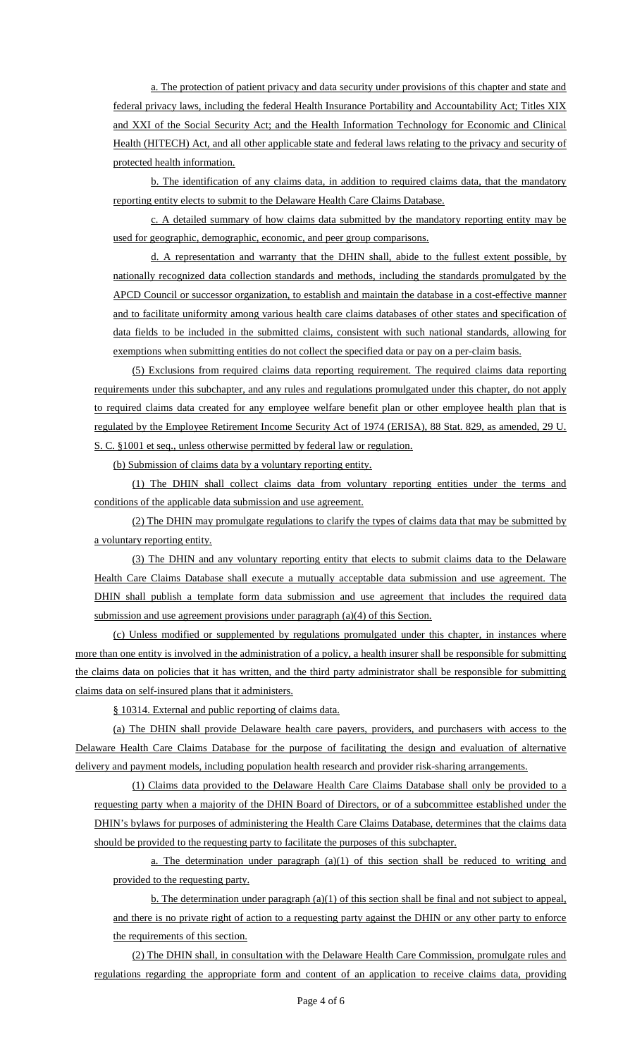a. The protection of patient privacy and data security under provisions of this chapter and state and federal privacy laws, including the federal Health Insurance Portability and Accountability Act; Titles XIX and XXI of the Social Security Act; and the Health Information Technology for Economic and Clinical Health (HITECH) Act, and all other applicable state and federal laws relating to the privacy and security of protected health information.

b. The identification of any claims data, in addition to required claims data, that the mandatory reporting entity elects to submit to the Delaware Health Care Claims Database.

c. A detailed summary of how claims data submitted by the mandatory reporting entity may be used for geographic, demographic, economic, and peer group comparisons.

d. A representation and warranty that the DHIN shall, abide to the fullest extent possible, by nationally recognized data collection standards and methods, including the standards promulgated by the APCD Council or successor organization, to establish and maintain the database in a cost-effective manner and to facilitate uniformity among various health care claims databases of other states and specification of data fields to be included in the submitted claims, consistent with such national standards, allowing for exemptions when submitting entities do not collect the specified data or pay on a per-claim basis.

(5) Exclusions from required claims data reporting requirement. The required claims data reporting requirements under this subchapter, and any rules and regulations promulgated under this chapter, do not apply to required claims data created for any employee welfare benefit plan or other employee health plan that is regulated by the Employee Retirement Income Security Act of 1974 (ERISA), 88 Stat. 829, as amended, 29 U. S. C. §1001 et seq., unless otherwise permitted by federal law or regulation.

(b) Submission of claims data by a voluntary reporting entity.

(1) The DHIN shall collect claims data from voluntary reporting entities under the terms and conditions of the applicable data submission and use agreement.

(2) The DHIN may promulgate regulations to clarify the types of claims data that may be submitted by a voluntary reporting entity.

(3) The DHIN and any voluntary reporting entity that elects to submit claims data to the Delaware Health Care Claims Database shall execute a mutually acceptable data submission and use agreement. The DHIN shall publish a template form data submission and use agreement that includes the required data submission and use agreement provisions under paragraph (a)(4) of this Section.

(c) Unless modified or supplemented by regulations promulgated under this chapter, in instances where more than one entity is involved in the administration of a policy, a health insurer shall be responsible for submitting the claims data on policies that it has written, and the third party administrator shall be responsible for submitting claims data on self-insured plans that it administers.

§ 10314. External and public reporting of claims data.

(a) The DHIN shall provide Delaware health care payers, providers, and purchasers with access to the Delaware Health Care Claims Database for the purpose of facilitating the design and evaluation of alternative delivery and payment models, including population health research and provider risk-sharing arrangements.

(1) Claims data provided to the Delaware Health Care Claims Database shall only be provided to a requesting party when a majority of the DHIN Board of Directors, or of a subcommittee established under the DHIN's bylaws for purposes of administering the Health Care Claims Database, determines that the claims data should be provided to the requesting party to facilitate the purposes of this subchapter.

a. The determination under paragraph (a)(1) of this section shall be reduced to writing and provided to the requesting party.

b. The determination under paragraph (a)(1) of this section shall be final and not subject to appeal, and there is no private right of action to a requesting party against the DHIN or any other party to enforce the requirements of this section.

(2) The DHIN shall, in consultation with the Delaware Health Care Commission, promulgate rules and regulations regarding the appropriate form and content of an application to receive claims data, providing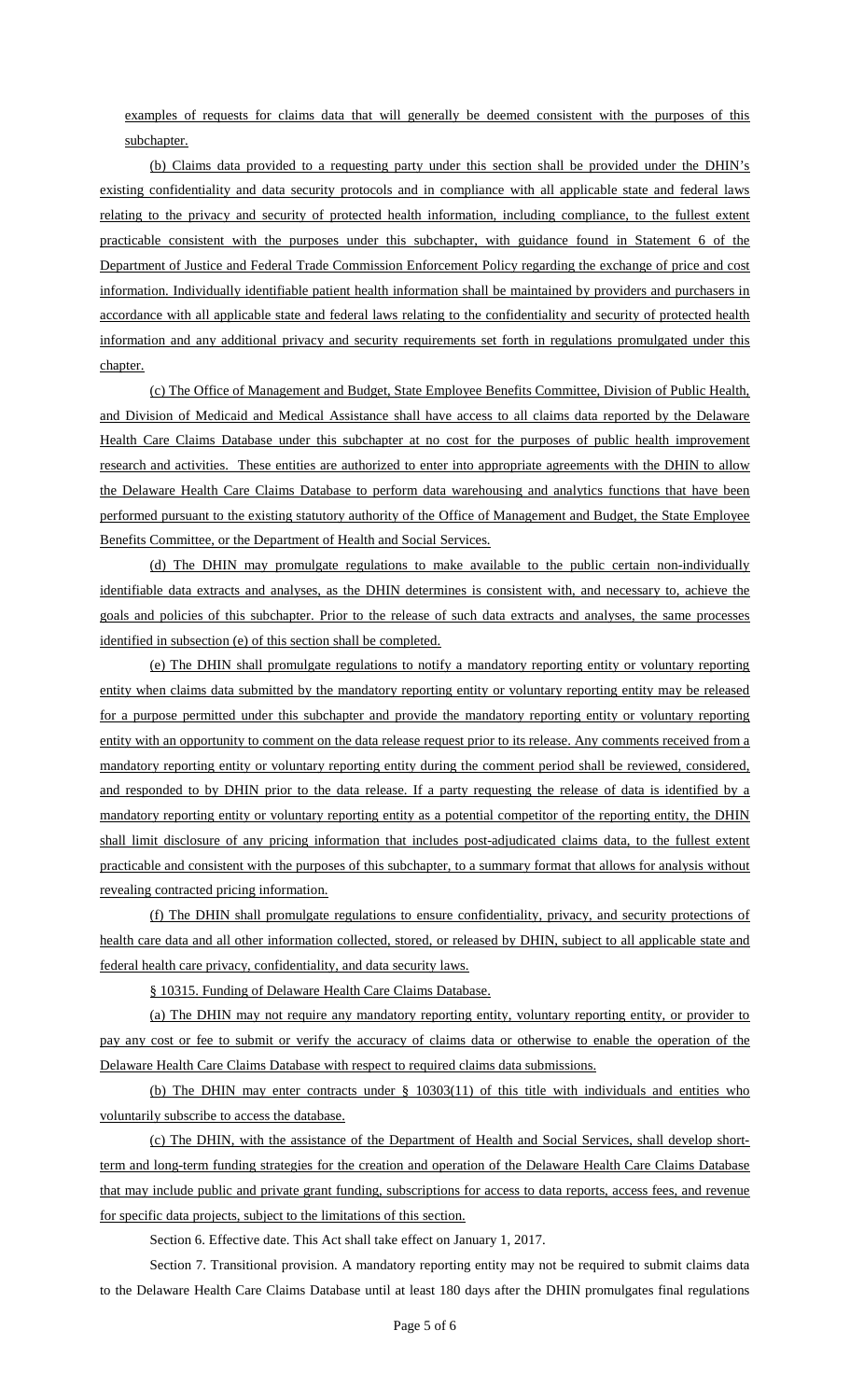examples of requests for claims data that will generally be deemed consistent with the purposes of this subchapter.

(b) Claims data provided to a requesting party under this section shall be provided under the DHIN's existing confidentiality and data security protocols and in compliance with all applicable state and federal laws relating to the privacy and security of protected health information, including compliance, to the fullest extent practicable consistent with the purposes under this subchapter, with guidance found in Statement 6 of the Department of Justice and Federal Trade Commission Enforcement Policy regarding the exchange of price and cost information. Individually identifiable patient health information shall be maintained by providers and purchasers in accordance with all applicable state and federal laws relating to the confidentiality and security of protected health information and any additional privacy and security requirements set forth in regulations promulgated under this chapter.

(c) The Office of Management and Budget, State Employee Benefits Committee, Division of Public Health, and Division of Medicaid and Medical Assistance shall have access to all claims data reported by the Delaware Health Care Claims Database under this subchapter at no cost for the purposes of public health improvement research and activities. These entities are authorized to enter into appropriate agreements with the DHIN to allow the Delaware Health Care Claims Database to perform data warehousing and analytics functions that have been performed pursuant to the existing statutory authority of the Office of Management and Budget, the State Employee Benefits Committee, or the Department of Health and Social Services.

(d) The DHIN may promulgate regulations to make available to the public certain non-individually identifiable data extracts and analyses, as the DHIN determines is consistent with, and necessary to, achieve the goals and policies of this subchapter. Prior to the release of such data extracts and analyses, the same processes identified in subsection (e) of this section shall be completed.

(e) The DHIN shall promulgate regulations to notify a mandatory reporting entity or voluntary reporting entity when claims data submitted by the mandatory reporting entity or voluntary reporting entity may be released for a purpose permitted under this subchapter and provide the mandatory reporting entity or voluntary reporting entity with an opportunity to comment on the data release request prior to its release. Any comments received from a mandatory reporting entity or voluntary reporting entity during the comment period shall be reviewed, considered, and responded to by DHIN prior to the data release. If a party requesting the release of data is identified by a mandatory reporting entity or voluntary reporting entity as a potential competitor of the reporting entity, the DHIN shall limit disclosure of any pricing information that includes post-adjudicated claims data, to the fullest extent practicable and consistent with the purposes of this subchapter, to a summary format that allows for analysis without revealing contracted pricing information.

(f) The DHIN shall promulgate regulations to ensure confidentiality, privacy, and security protections of health care data and all other information collected, stored, or released by DHIN, subject to all applicable state and federal health care privacy, confidentiality, and data security laws.

§ 10315. Funding of Delaware Health Care Claims Database.

(a) The DHIN may not require any mandatory reporting entity, voluntary reporting entity, or provider to pay any cost or fee to submit or verify the accuracy of claims data or otherwise to enable the operation of the Delaware Health Care Claims Database with respect to required claims data submissions.

(b) The DHIN may enter contracts under § 10303(11) of this title with individuals and entities who voluntarily subscribe to access the database.

(c) The DHIN, with the assistance of the Department of Health and Social Services, shall develop short-term and long-term funding strategies for the creation and operation of the Delaware Health Care Claims Database that may include public and private grant funding, subscriptions for access to data reports, access fees, and revenue for specific data projects, subject to the limitations of this section.

Section 6. Effective date. This Act shall take effect on January 1, 2017.

Section 7. Transitional provision. A mandatory reporting entity may not be required to submit claims data to the Delaware Health Care Claims Database until at least 180 days after the DHIN promulgates final regulations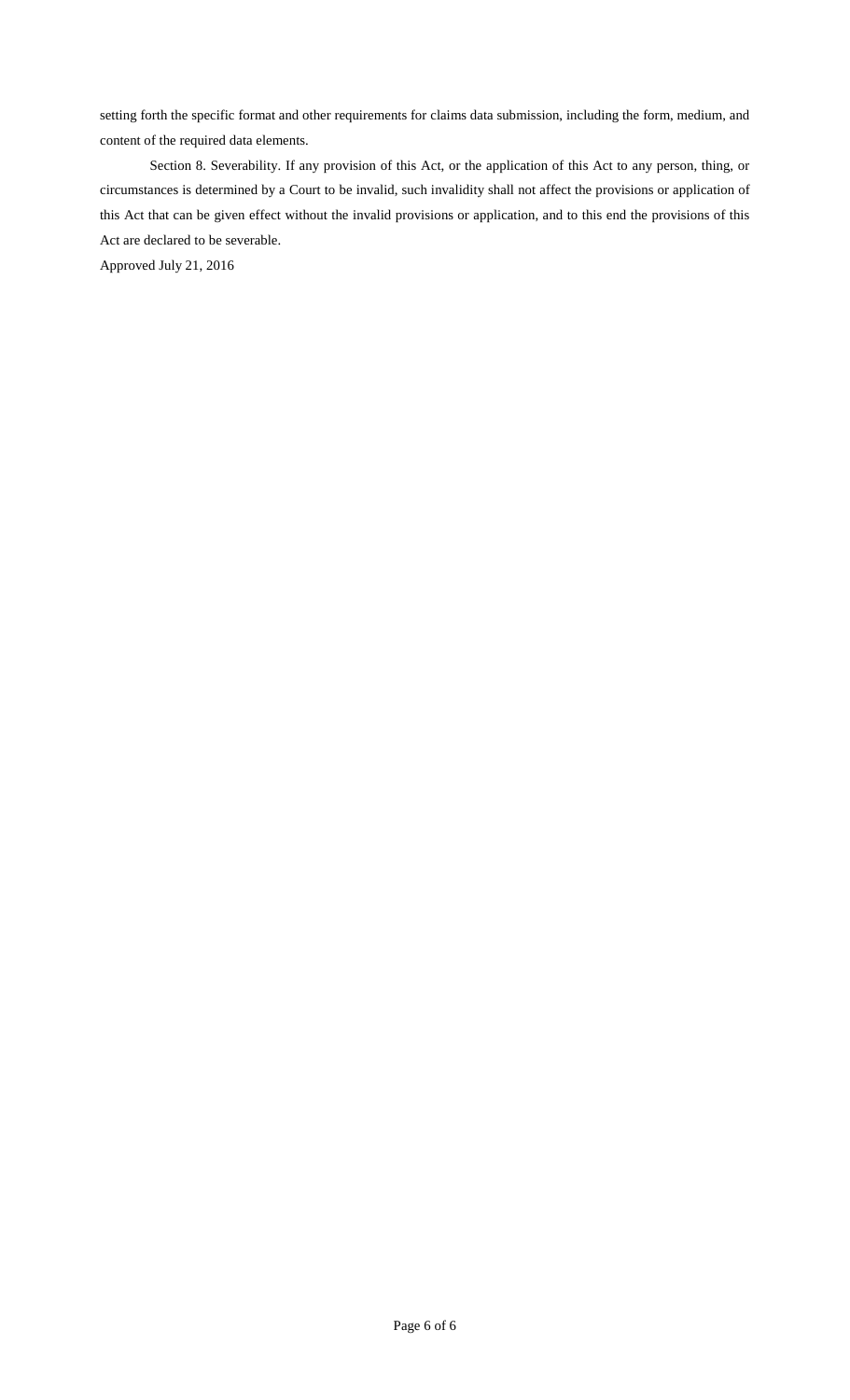setting forth the specific format and other requirements for claims data submission, including the form, medium, and content of the required data elements.

Section 8. Severability. If any provision of this Act, or the application of this Act to any person, thing, or circumstances is determined by a Court to be invalid, such invalidity shall not affect the provisions or application of this Act that can be given effect without the invalid provisions or application, and to this end the provisions of this Act are declared to be severable.

Approved July 21, 2016